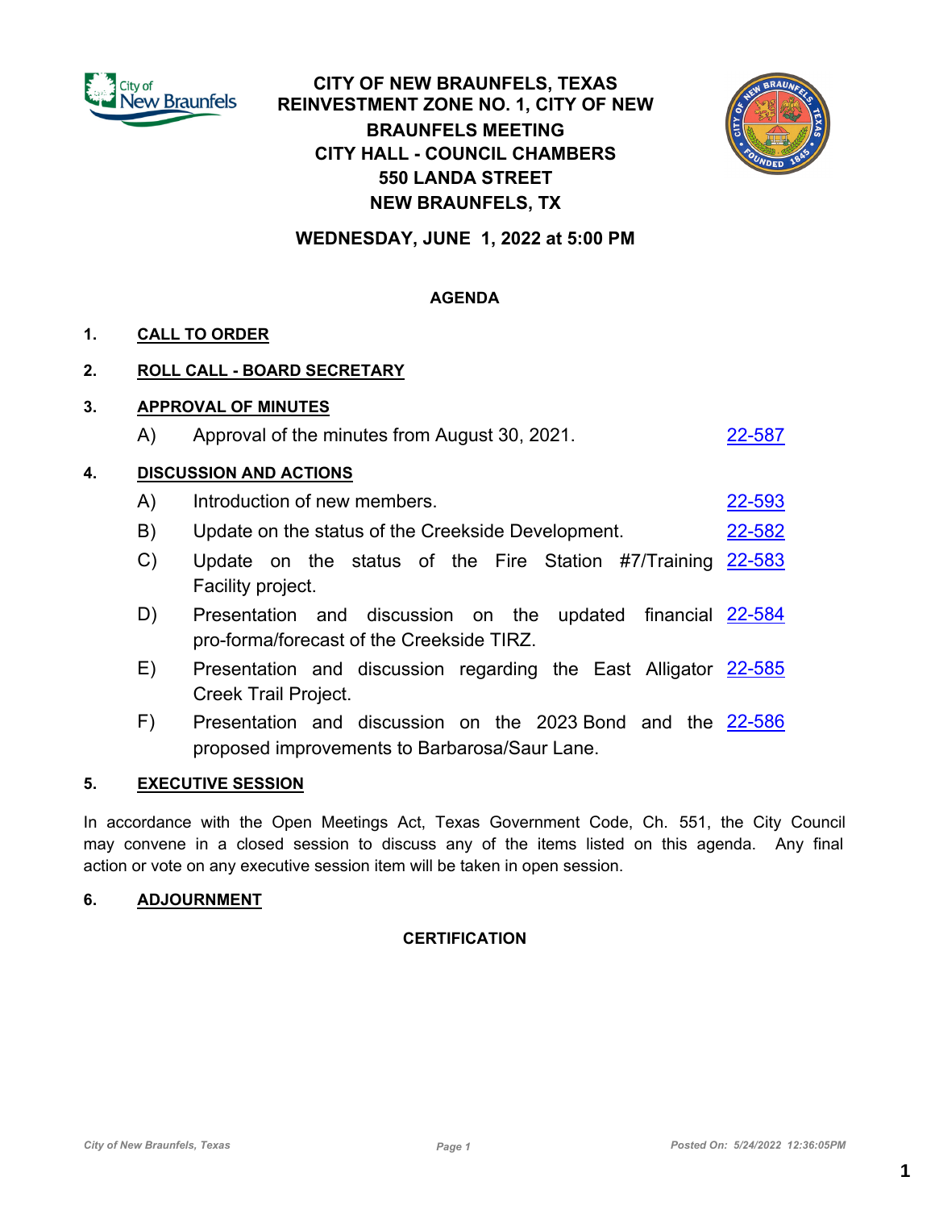# CITY OF NEW BRAUNFELS, TEXAS
# REINVESTMENT ZONE NO. 1, CITY OF NEW BRAUNFELS MEETING
## CITY HALL - COUNCIL CHAMBERS
## 550 LANDA STREET
## NEW BRAUNFELS, TX

### WEDNESDAY, JUNE 1, 2022 at 5:00 PM

**AGENDA**

**1. CALL TO ORDER**

**2. ROLL CALL - BOARD SECRETARY**

**3. APPROVAL OF MINUTES**

A) Approval of the minutes from August 30, 2021. 22-587

**4. DISCUSSION AND ACTIONS**

A) Introduction of new members. 22-593

B) Update on the status of the Creekside Development. 22-582

C) Update on the status of the Fire Station #7/Training Facility project. 22-583

D) Presentation and discussion on the updated financial pro-forma/forecast of the Creekside TIRZ. 22-584

E) Presentation and discussion regarding the East Alligator Creek Trail Project. 22-585

F) Presentation and discussion on the 2023 Bond and the proposed improvements to Barbarosa/Saur Lane. 22-586

**5. EXECUTIVE SESSION**

In accordance with the Open Meetings Act, Texas Government Code, Ch. 551, the City Council may convene in a closed session to discuss any of the items listed on this agenda. Any final action or vote on any executive session item will be taken in open session.

**6. ADJOURNMENT**

**CERTIFICATION**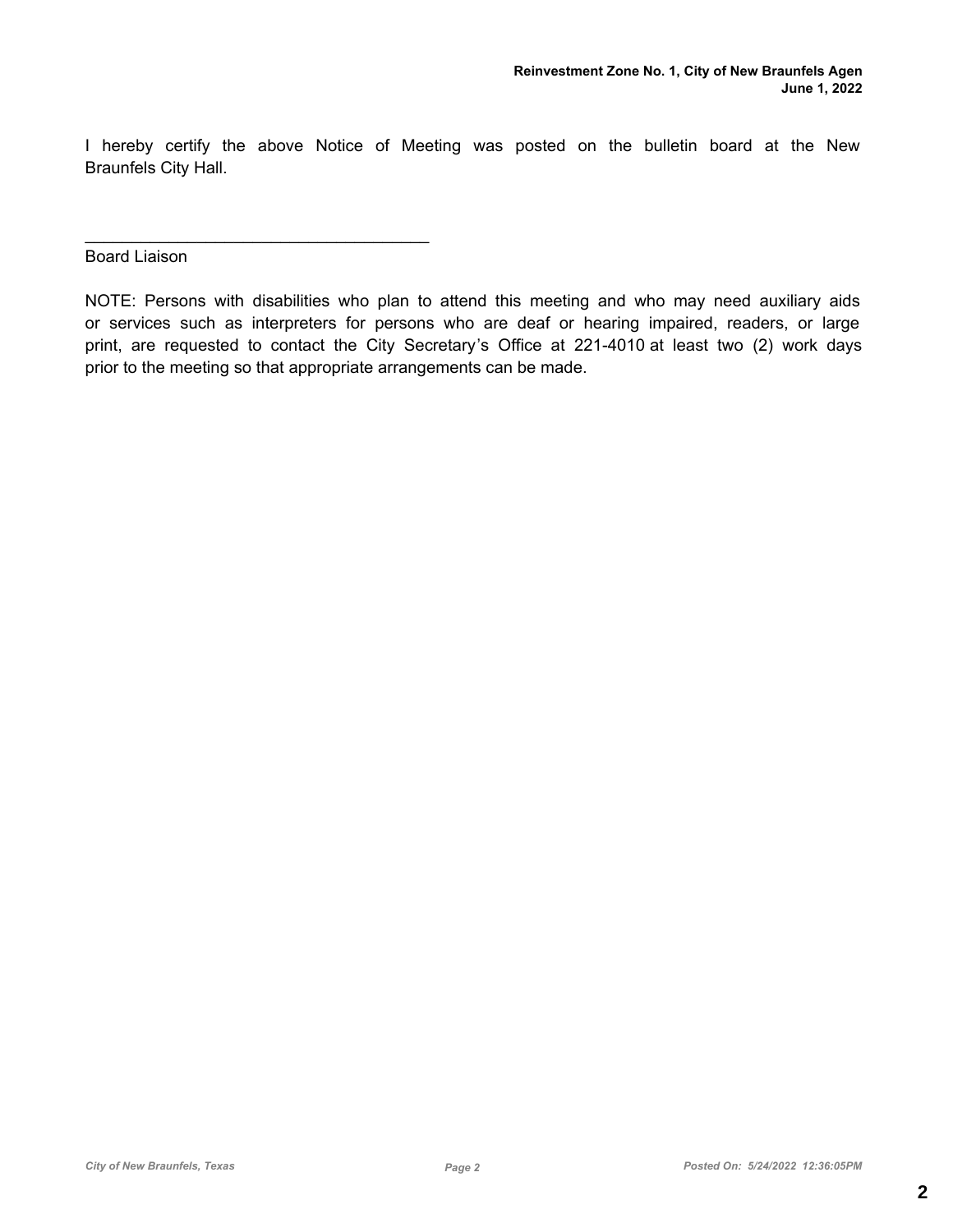I hereby certify the above Notice of Meeting was posted on the bulletin board at the New Braunfels City Hall.

______________________________________

Board Liaison

NOTE: Persons with disabilities who plan to attend this meeting and who may need auxiliary aids or services such as interpreters for persons who are deaf or hearing impaired, readers, or large print, are requested to contact the City Secretary's Office at 221-4010 at least two (2) work days prior to the meeting so that appropriate arrangements can be made.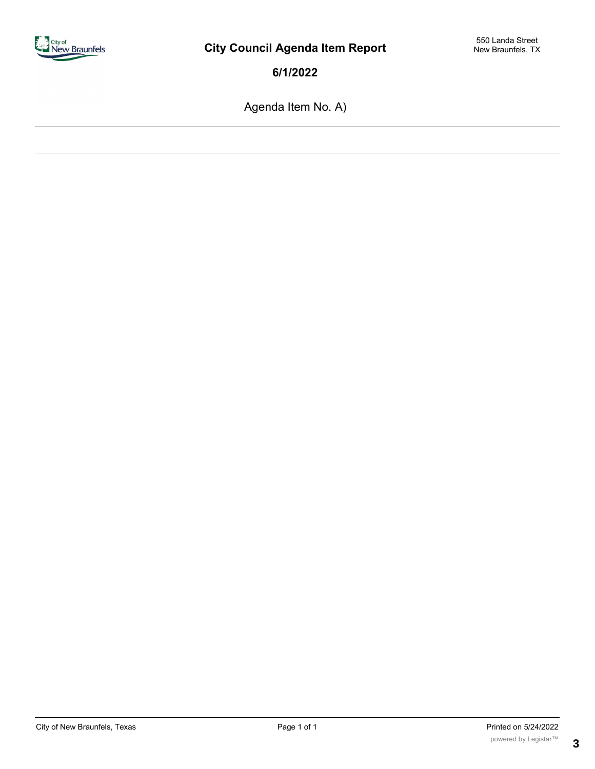# City Council Agenda Item Report

550 Landa Street
New Braunfels, TX

**6/1/2022**

Agenda Item No. A)

---

---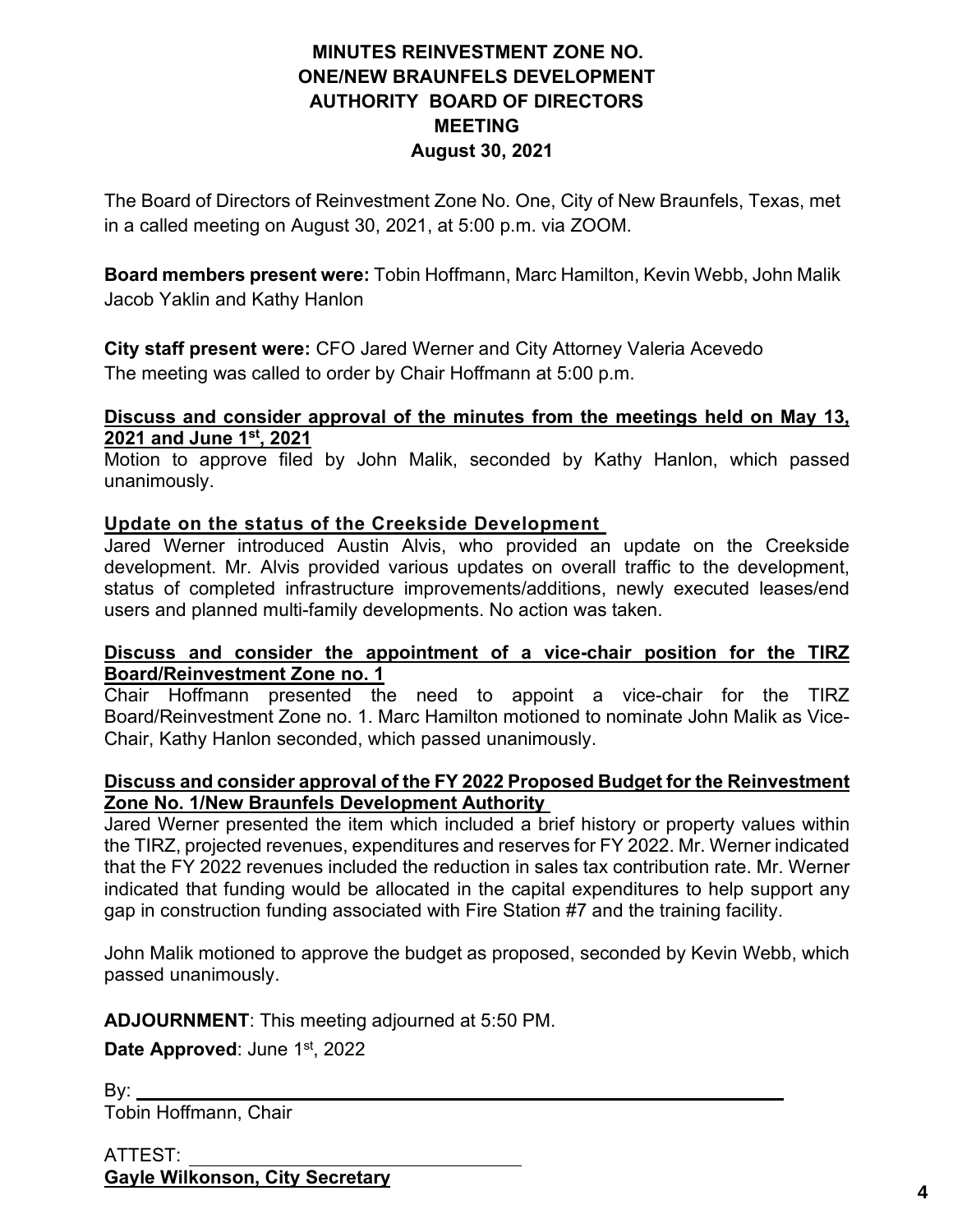# MINUTES REINVESTMENT ZONE NO. ONE/NEW BRAUNFELS DEVELOPMENT AUTHORITY BOARD OF DIRECTORS MEETING

**August 30, 2021**

The Board of Directors of Reinvestment Zone No. One, City of New Braunfels, Texas, met in a called meeting on August 30, 2021, at 5:00 p.m. via ZOOM.

**Board members present were:** Tobin Hoffmann, Marc Hamilton, Kevin Webb, John Malik Jacob Yaklin and Kathy Hanlon

**City staff present were:** CFO Jared Werner and City Attorney Valeria Acevedo

The meeting was called to order by Chair Hoffmann at 5:00 p.m.

**Discuss and consider approval of the minutes from the meetings held on May 13, 2021 and June 1st, 2021**

Motion to approve filed by John Malik, seconded by Kathy Hanlon, which passed unanimously.

**Update on the status of the Creekside Development**

Jared Werner introduced Austin Alvis, who provided an update on the Creekside development. Mr. Alvis provided various updates on overall traffic to the development, status of completed infrastructure improvements/additions, newly executed leases/end users and planned multi-family developments. No action was taken.

**Discuss and consider the appointment of a vice-chair position for the TIRZ Board/Reinvestment Zone no. 1**

Chair Hoffmann presented the need to appoint a vice-chair for the TIRZ Board/Reinvestment Zone no. 1. Marc Hamilton motioned to nominate John Malik as Vice-Chair, Kathy Hanlon seconded, which passed unanimously.

**Discuss and consider approval of the FY 2022 Proposed Budget for the Reinvestment Zone No. 1/New Braunfels Development Authority**

Jared Werner presented the item which included a brief history or property values within the TIRZ, projected revenues, expenditures and reserves for FY 2022. Mr. Werner indicated that the FY 2022 revenues included the reduction in sales tax contribution rate. Mr. Werner indicated that funding would be allocated in the capital expenditures to help support any gap in construction funding associated with Fire Station #7 and the training facility.

John Malik motioned to approve the budget as proposed, seconded by Kevin Webb, which passed unanimously.

**ADJOURNMENT**: This meeting adjourned at 5:50 PM.

**Date Approved**: June 1st, 2022

By: ______________________________

Tobin Hoffmann, Chair

ATTEST: ______________________________

**Gayle Wilkonson, City Secretary**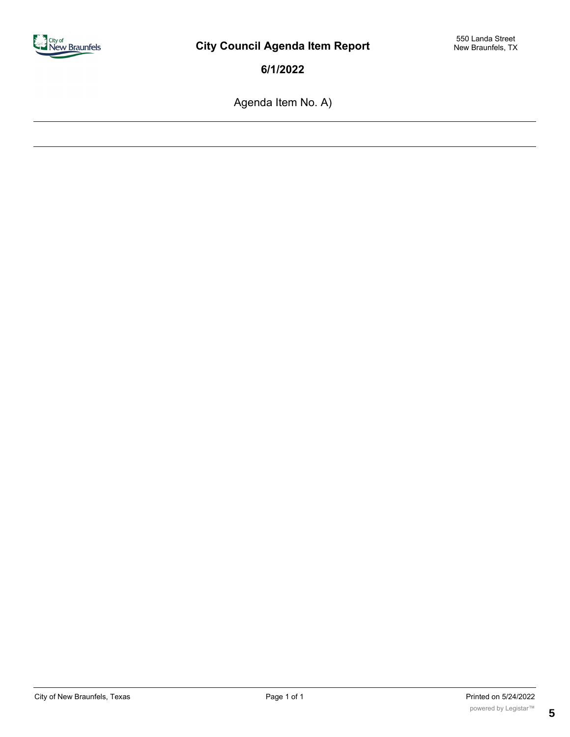# City Council Agenda Item Report

550 Landa Street
New Braunfels, TX

**6/1/2022**

Agenda Item No. A)

---

---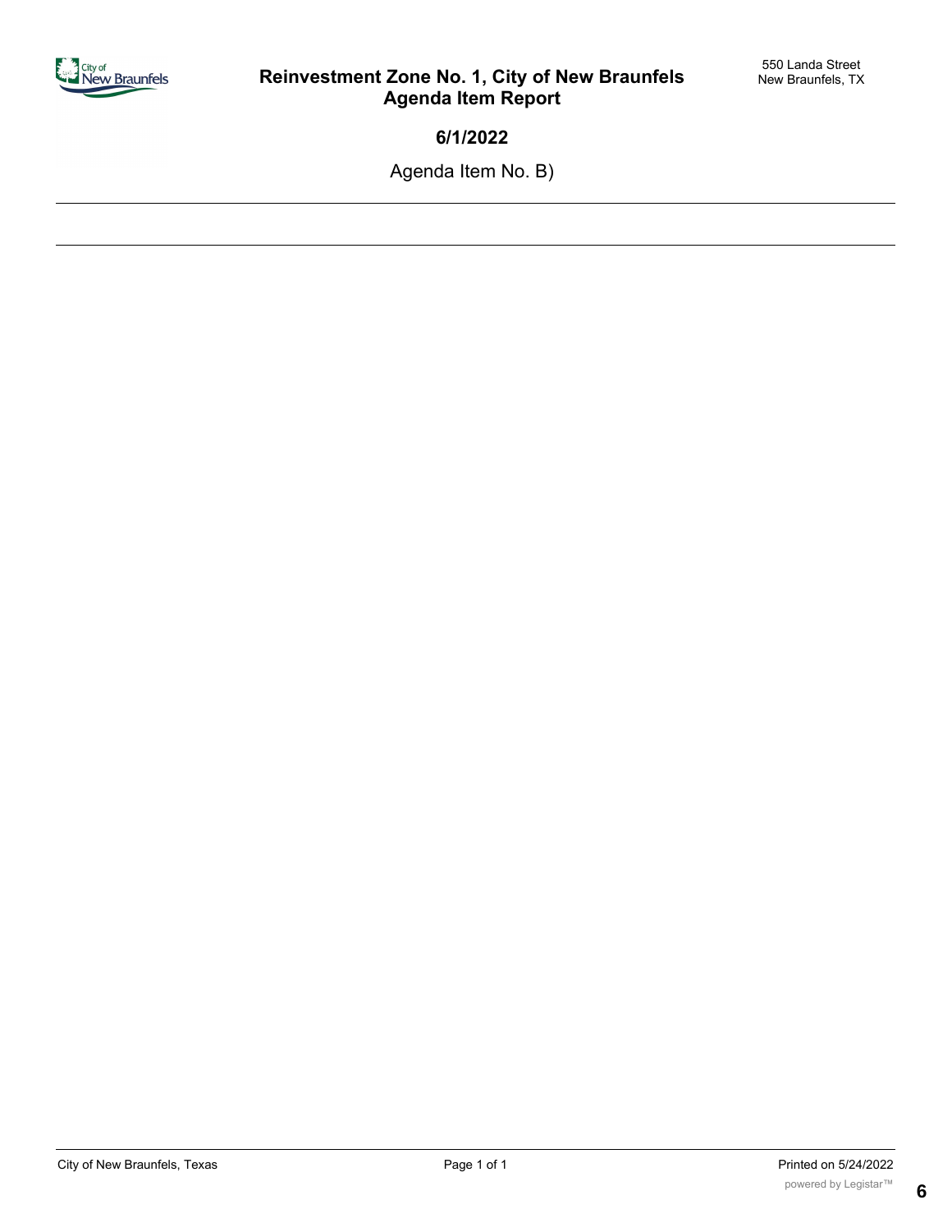# Reinvestment Zone No. 1, City of New Braunfels
## Agenda Item Report

550 Landa Street
New Braunfels, TX

**6/1/2022**

Agenda Item No. B)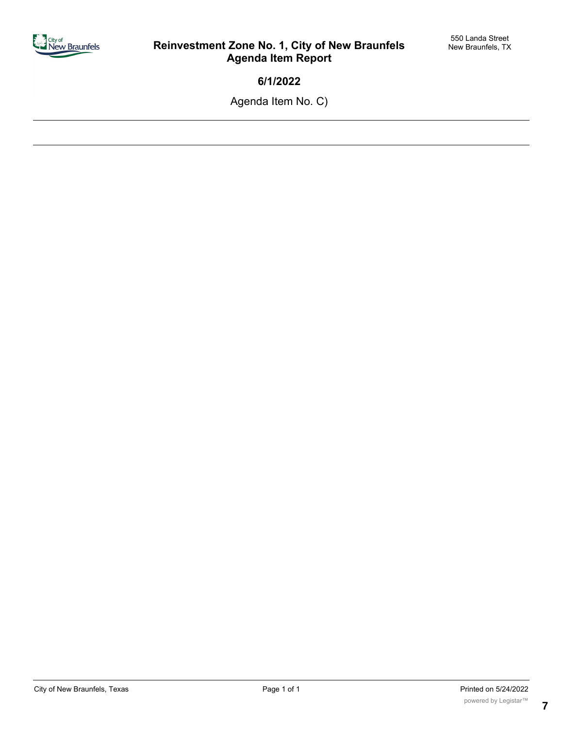# Reinvestment Zone No. 1, City of New Braunfels
# Agenda Item Report

550 Landa Street
New Braunfels, TX

**6/1/2022**

Agenda Item No. C)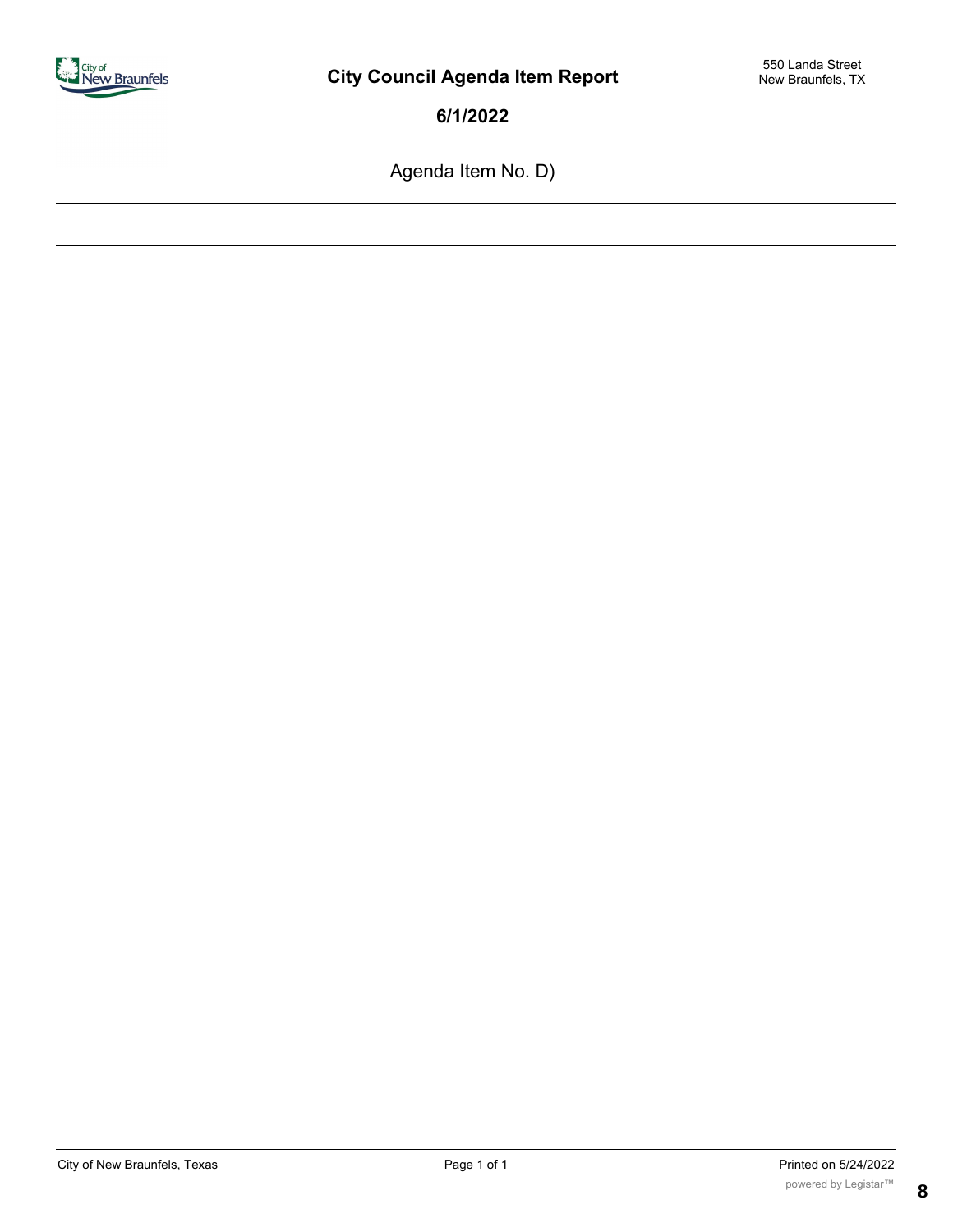# City Council Agenda Item Report

550 Landa Street
New Braunfels, TX

**6/1/2022**

Agenda Item No. D)

---

---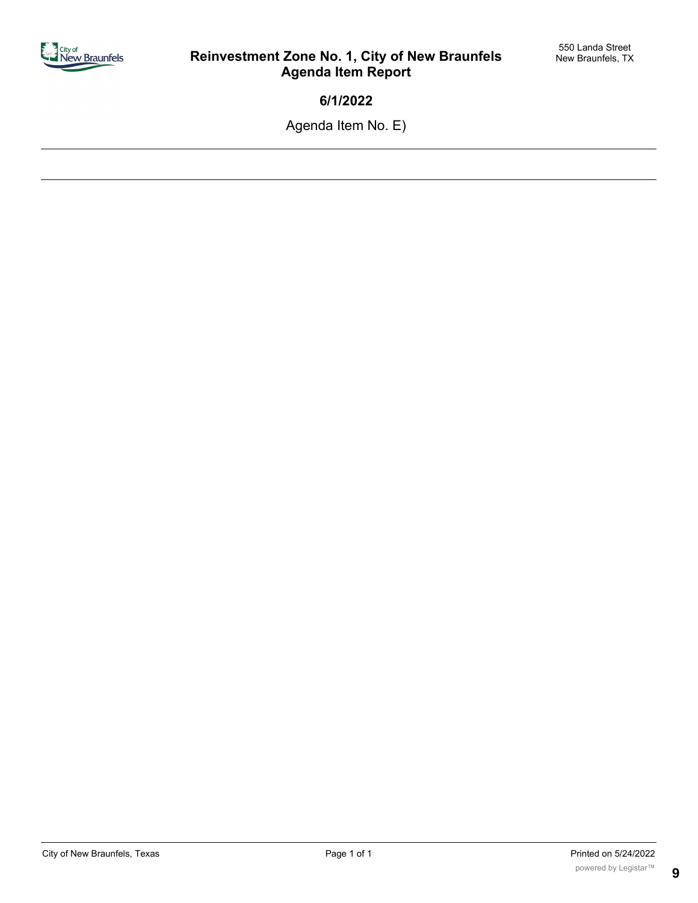# Reinvestment Zone No. 1, City of New Braunfels
# Agenda Item Report

550 Landa Street
New Braunfels, TX

**6/1/2022**

Agenda Item No. E)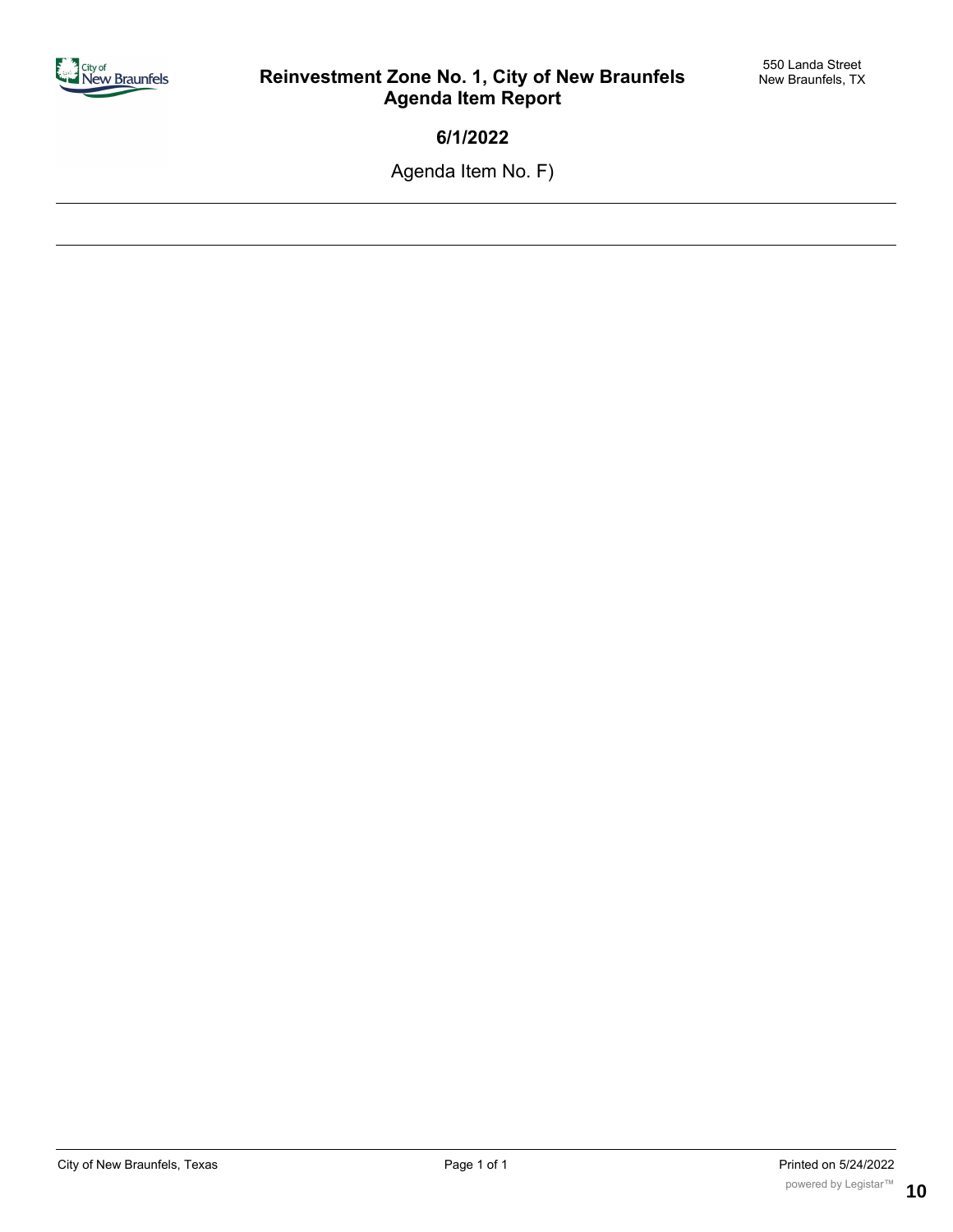# Reinvestment Zone No. 1, City of New Braunfels
## Agenda Item Report

550 Landa Street
New Braunfels, TX

**6/1/2022**

Agenda Item No. F)